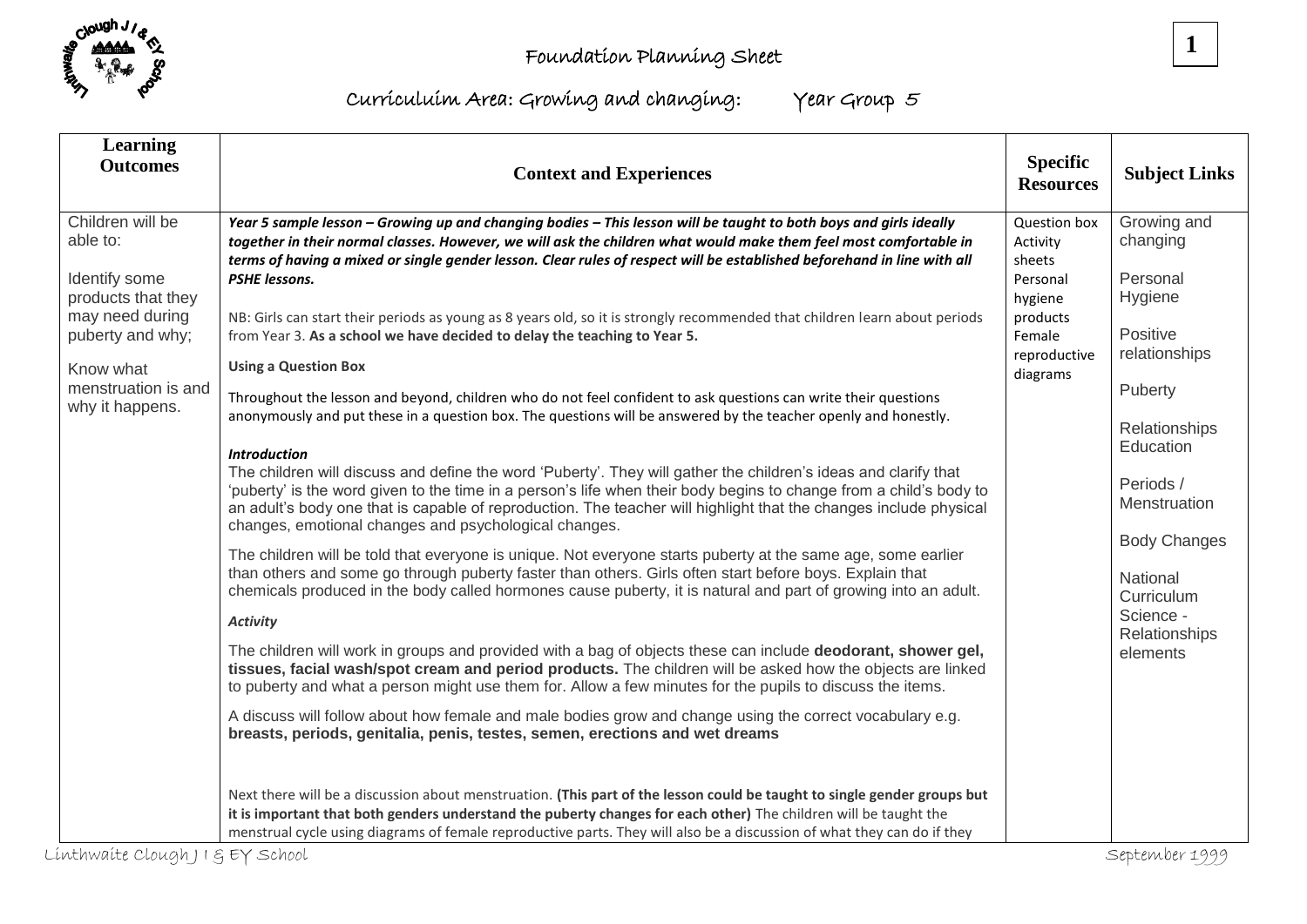# Foundation Planning Sheet

## Curriculuim Area: Growing and changing: Year Group 5

| Learning Outcomes | Context and Experiences | Specific Resources | Subject Links |
|---|---|---|---|
| Children will be able to:<br><br>Identify some products that they may need during puberty and why;<br><br>Know what menstruation is and why it happens. | ***Year 5 sample lesson – Growing up and changing bodies – This lesson will be taught to both boys and girls ideally together in their normal classes. However, we will ask the children what would make them feel most comfortable in terms of having a mixed or single gender lesson. Clear rules of respect will be established beforehand in line with all PSHE lessons.***<br><br>NB: Girls can start their periods as young as 8 years old, so it is strongly recommended that children learn about periods from Year 3. **As a school we have decided to delay the teaching to Year 5.**<br><br>**Using a Question Box**<br><br>Throughout the lesson and beyond, children who do not feel confident to ask questions can write their questions anonymously and put these in a question box. The questions will be answered by the teacher openly and honestly.<br><br>***Introduction***<br>The children will discuss and define the word 'Puberty'. They will gather the children's ideas and clarify that 'puberty' is the word given to the time in a person's life when their body begins to change from a child's body to an adult's body one that is capable of reproduction. The teacher will highlight that the changes include physical changes, emotional changes and psychological changes.<br><br>The children will be told that everyone is unique. Not everyone starts puberty at the same age, some earlier than others and some go through puberty faster than others. Girls often start before boys. Explain that chemicals produced in the body called hormones cause puberty, it is natural and part of growing into an adult.<br><br>***Activity***<br><br>The children will work in groups and provided with a bag of objects these can include **deodorant, shower gel, tissues, facial wash/spot cream and period products.** The children will be asked how the objects are linked to puberty and what a person might use them for. Allow a few minutes for the pupils to discuss the items.<br><br>A discuss will follow about how female and male bodies grow and change using the correct vocabulary e.g. **breasts, periods, genitalia, penis, testes, semen, erections and wet dreams**<br><br>Next there will be a discussion about menstruation. **(This part of the lesson could be taught to single gender groups but it is important that both genders understand the puberty changes for each other)** The children will be taught the menstrual cycle using diagrams of female reproductive parts. They will also be a discussion of what they can do if they | Question box<br>Activity sheets<br>Personal hygiene products<br>Female reproductive diagrams | Growing and changing<br><br>Personal Hygiene<br><br>Positive relationships<br><br>Puberty<br><br>Relationships Education<br><br>Periods / Menstruation<br><br>Body Changes<br><br>National Curriculum Science - Relationships elements |

Linthwaite Clough J I & EY School September 1999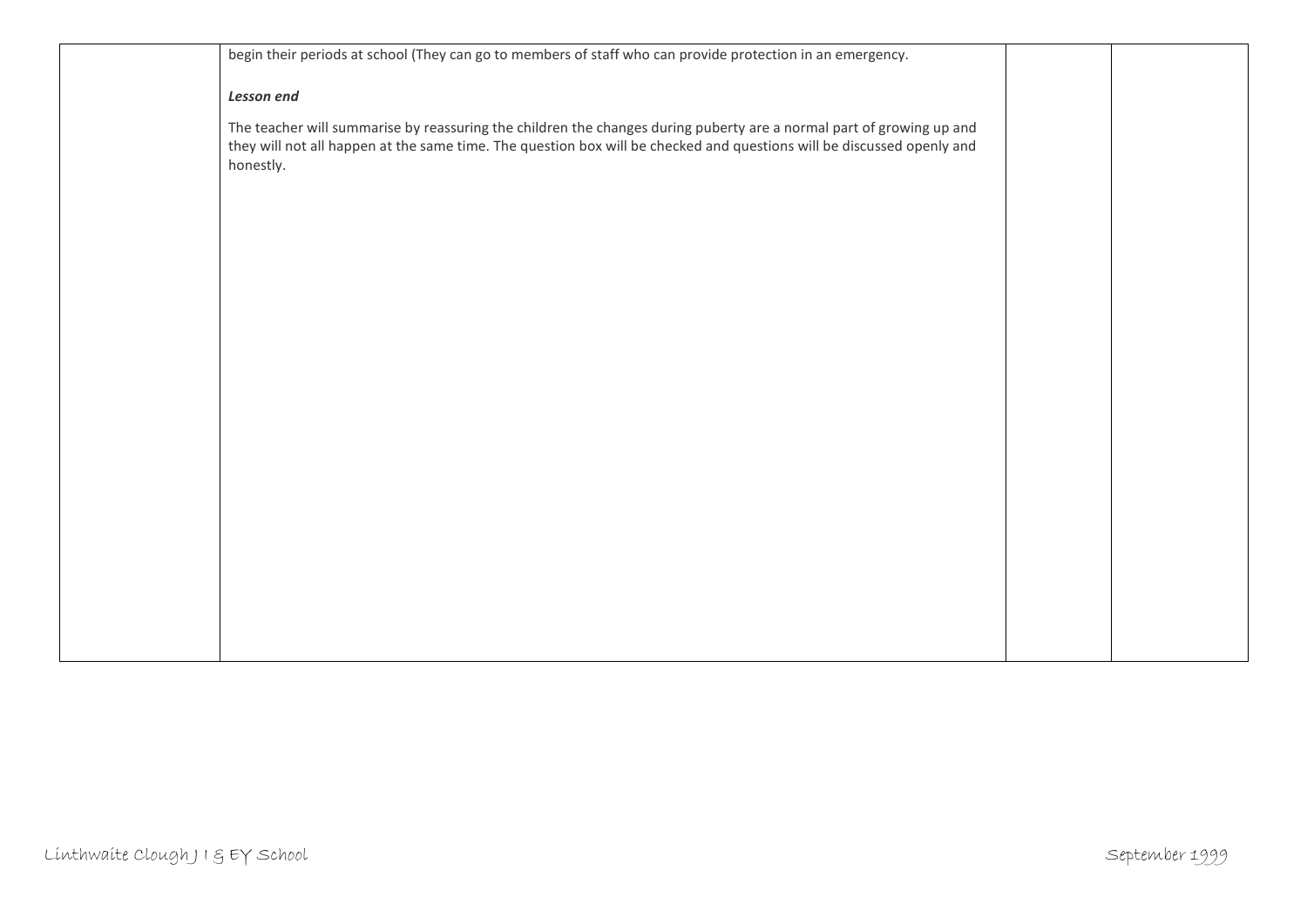| | | | |
|---|---|---|---|
| | begin their periods at school (They can go to members of staff who can provide protection in an emergency.<br><br>***Lesson end***<br><br>The teacher will summarise by reassuring the children the changes during puberty are a normal part of growing up and they will not all happen at the same time. The question box will be checked and questions will be discussed openly and honestly. | | |